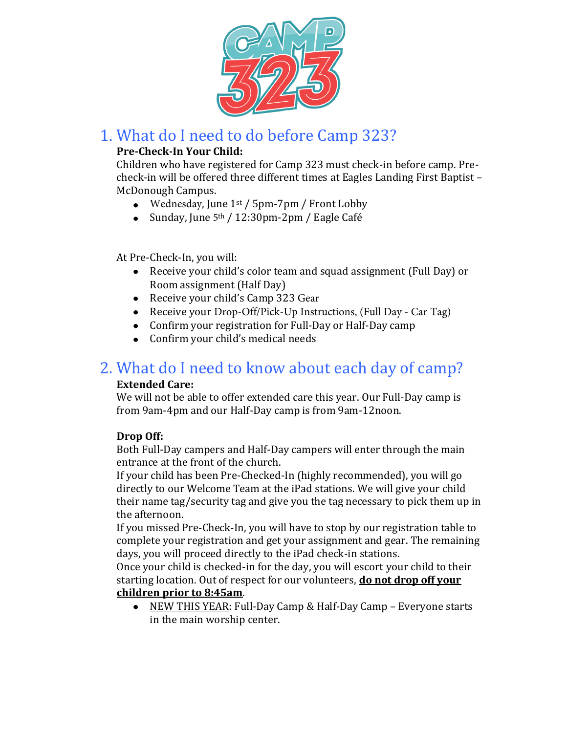# CAMP 323

## 1. What do I need to do before Camp 323?

**Pre-Check-In Your Child:**
Children who have registered for Camp 323 must check-in before camp. Pre-check-in will be offered three different times at Eagles Landing First Baptist – McDonough Campus.

- Wednesday, June 1st / 5pm-7pm / Front Lobby
- Sunday, June 5th / 12:30pm-2pm / Eagle Café

At Pre-Check-In, you will:

- Receive your child's color team and squad assignment (Full Day) or Room assignment (Half Day)
- Receive your child's Camp 323 Gear
- Receive your Drop-Off/Pick-Up Instructions, (Full Day - Car Tag)
- Confirm your registration for Full-Day or Half-Day camp
- Confirm your child's medical needs

## 2. What do I need to know about each day of camp?

**Extended Care:**
We will not be able to offer extended care this year. Our Full-Day camp is from 9am-4pm and our Half-Day camp is from 9am-12noon.

**Drop Off:**
Both Full-Day campers and Half-Day campers will enter through the main entrance at the front of the church.
If your child has been Pre-Checked-In (highly recommended), you will go directly to our Welcome Team at the iPad stations. We will give your child their name tag/security tag and give you the tag necessary to pick them up in the afternoon.
If you missed Pre-Check-In, you will have to stop by our registration table to complete your registration and get your assignment and gear. The remaining days, you will proceed directly to the iPad check-in stations.
Once your child is checked-in for the day, you will escort your child to their starting location. Out of respect for our volunteers, **do not drop off your children prior to 8:45am**.

- NEW THIS YEAR: Full-Day Camp & Half-Day Camp – Everyone starts in the main worship center.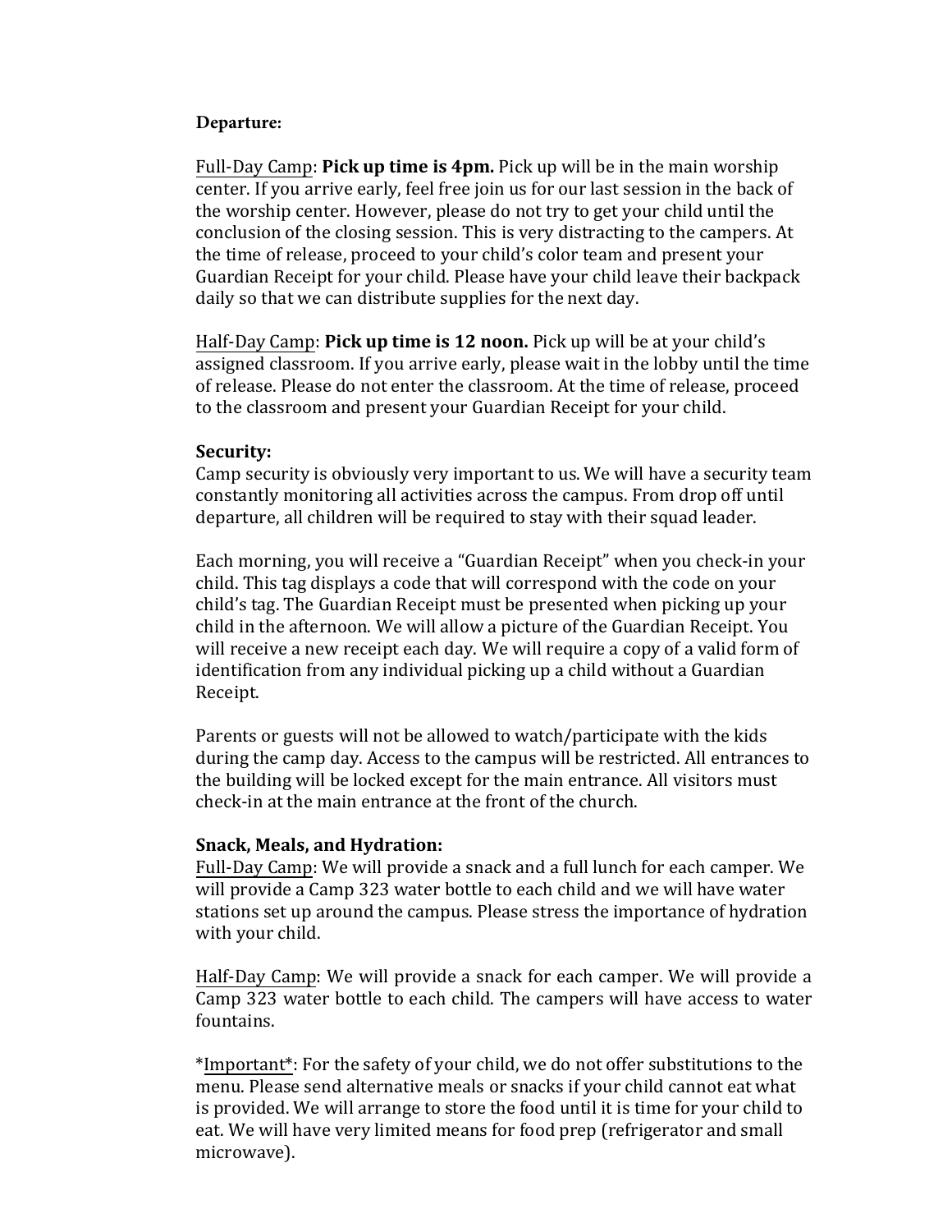**Departure:**

<u>Full-Day Camp</u>: **Pick up time is 4pm.** Pick up will be in the main worship center. If you arrive early, feel free join us for our last session in the back of the worship center. However, please do not try to get your child until the conclusion of the closing session. This is very distracting to the campers. At the time of release, proceed to your child's color team and present your Guardian Receipt for your child. Please have your child leave their backpack daily so that we can distribute supplies for the next day.

<u>Half-Day Camp</u>: **Pick up time is 12 noon.** Pick up will be at your child's assigned classroom. If you arrive early, please wait in the lobby until the time of release. Please do not enter the classroom. At the time of release, proceed to the classroom and present your Guardian Receipt for your child.

**Security:**
Camp security is obviously very important to us. We will have a security team constantly monitoring all activities across the campus. From drop off until departure, all children will be required to stay with their squad leader.

Each morning, you will receive a "Guardian Receipt" when you check-in your child. This tag displays a code that will correspond with the code on your child's tag. The Guardian Receipt must be presented when picking up your child in the afternoon. We will allow a picture of the Guardian Receipt. You will receive a new receipt each day. We will require a copy of a valid form of identification from any individual picking up a child without a Guardian Receipt.

Parents or guests will not be allowed to watch/participate with the kids during the camp day. Access to the campus will be restricted. All entrances to the building will be locked except for the main entrance. All visitors must check-in at the main entrance at the front of the church.

**Snack, Meals, and Hydration:**
<u>Full-Day Camp</u>: We will provide a snack and a full lunch for each camper. We will provide a Camp 323 water bottle to each child and we will have water stations set up around the campus. Please stress the importance of hydration with your child.

<u>Half-Day Camp</u>: We will provide a snack for each camper. We will provide a Camp 323 water bottle to each child. The campers will have access to water fountains.

\*<u>Important</u>\*: For the safety of your child, we do not offer substitutions to the menu. Please send alternative meals or snacks if your child cannot eat what is provided. We will arrange to store the food until it is time for your child to eat. We will have very limited means for food prep (refrigerator and small microwave).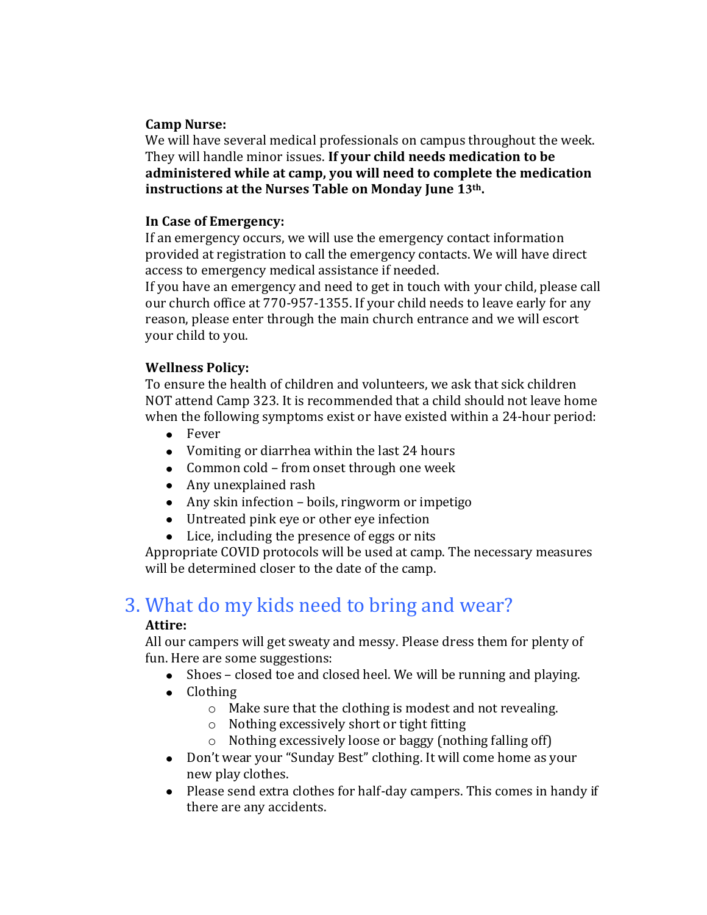**Camp Nurse:**
We will have several medical professionals on campus throughout the week. They will handle minor issues. **If your child needs medication to be administered while at camp, you will need to complete the medication instructions at the Nurses Table on Monday June 13th.**

**In Case of Emergency:**
If an emergency occurs, we will use the emergency contact information provided at registration to call the emergency contacts. We will have direct access to emergency medical assistance if needed.
If you have an emergency and need to get in touch with your child, please call our church office at 770-957-1355. If your child needs to leave early for any reason, please enter through the main church entrance and we will escort your child to you.

**Wellness Policy:**
To ensure the health of children and volunteers, we ask that sick children NOT attend Camp 323. It is recommended that a child should not leave home when the following symptoms exist or have existed within a 24-hour period:

- Fever
- Vomiting or diarrhea within the last 24 hours
- Common cold – from onset through one week
- Any unexplained rash
- Any skin infection – boils, ringworm or impetigo
- Untreated pink eye or other eye infection
- Lice, including the presence of eggs or nits

Appropriate COVID protocols will be used at camp. The necessary measures will be determined closer to the date of the camp.

## 3. What do my kids need to bring and wear?

**Attire:**
All our campers will get sweaty and messy. Please dress them for plenty of fun. Here are some suggestions:

- Shoes – closed toe and closed heel. We will be running and playing.
- Clothing
  - Make sure that the clothing is modest and not revealing.
  - Nothing excessively short or tight fitting
  - Nothing excessively loose or baggy (nothing falling off)
- Don't wear your "Sunday Best" clothing. It will come home as your new play clothes.
- Please send extra clothes for half-day campers. This comes in handy if there are any accidents.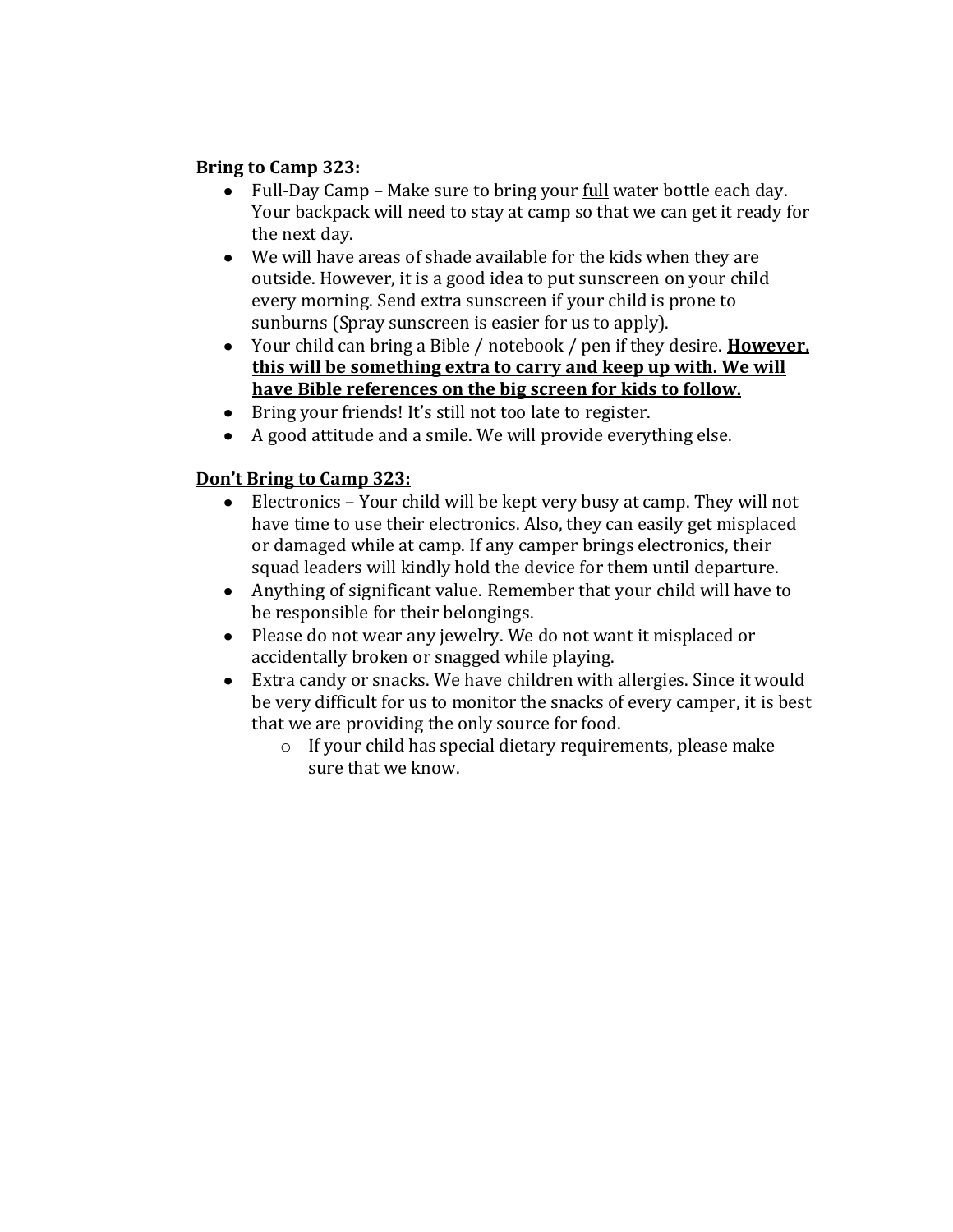**Bring to Camp 323:**

- Full-Day Camp – Make sure to bring your <u>full</u> water bottle each day. Your backpack will need to stay at camp so that we can get it ready for the next day.
- We will have areas of shade available for the kids when they are outside. However, it is a good idea to put sunscreen on your child every morning. Send extra sunscreen if your child is prone to sunburns (Spray sunscreen is easier for us to apply).
- Your child can bring a Bible / notebook / pen if they desire. **<u>However, this will be something extra to carry and keep up with. We will have Bible references on the big screen for kids to follow.</u>**
- Bring your friends! It's still not too late to register.
- A good attitude and a smile. We will provide everything else.

**<u>Don't Bring to Camp 323:</u>**

- Electronics – Your child will be kept very busy at camp. They will not have time to use their electronics. Also, they can easily get misplaced or damaged while at camp. If any camper brings electronics, their squad leaders will kindly hold the device for them until departure.
- Anything of significant value. Remember that your child will have to be responsible for their belongings.
- Please do not wear any jewelry. We do not want it misplaced or accidentally broken or snagged while playing.
- Extra candy or snacks. We have children with allergies. Since it would be very difficult for us to monitor the snacks of every camper, it is best that we are providing the only source for food.
    - If your child has special dietary requirements, please make sure that we know.